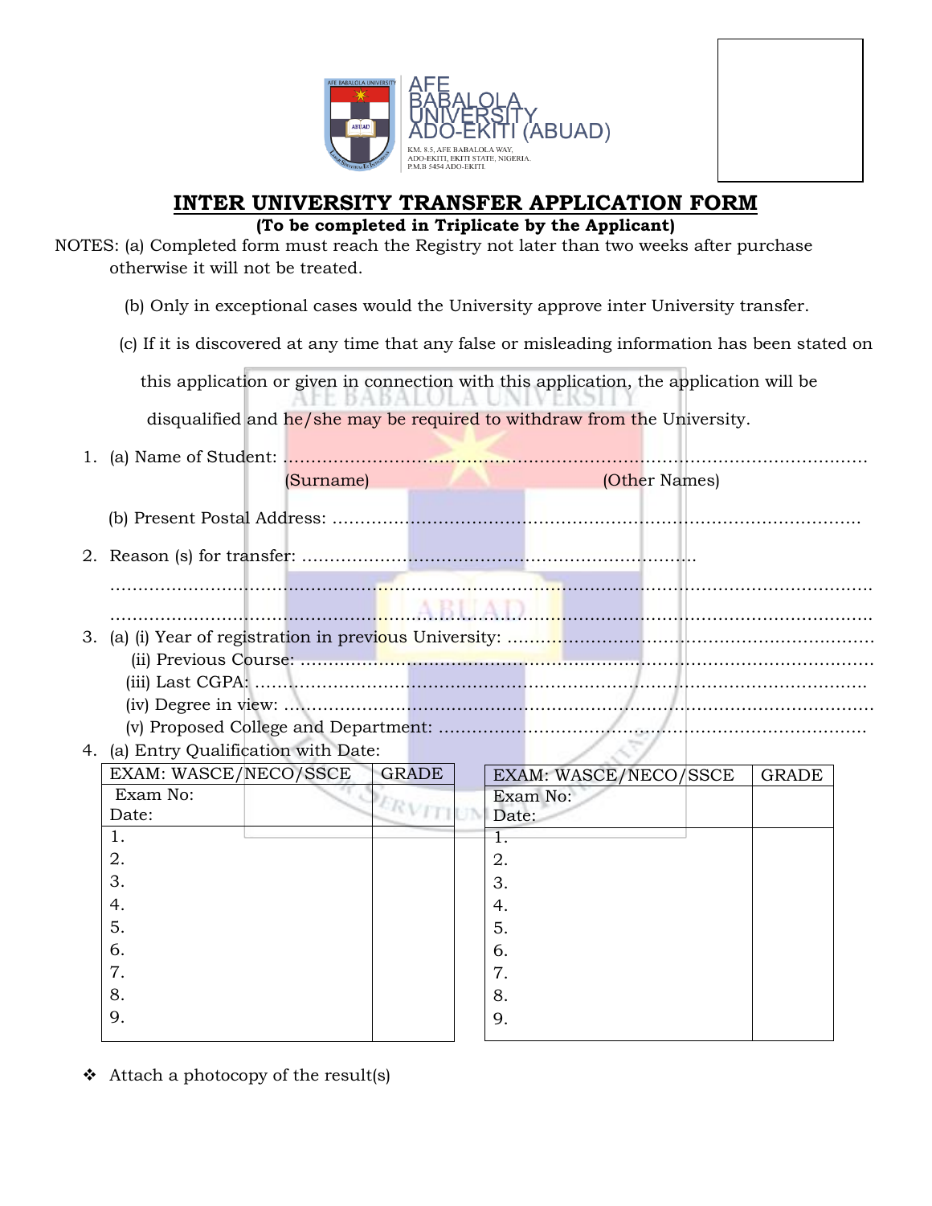AFE BABALOLA UNIVERSITY ADO-EKITI (ABUAD)

KM. 8.5, AFE BABALOLA WAY, ADO-EKITI, EKITI STATE, NIGERIA. P.M.B 5454 ADO-EKITI.

# INTER UNIVERSITY TRANSFER APPLICATION FORM

**(To be completed in Triplicate by the Applicant)**

NOTES: (a) Completed form must reach the Registry not later than two weeks after purchase otherwise it will not be treated.

(b) Only in exceptional cases would the University approve inter University transfer.

(c) If it is discovered at any time that any false or misleading information has been stated on this application or given in connection with this application, the application will be disqualified and he/she may be required to withdraw from the University.

1. (a) Name of Student: ..............................................................................................
   (Surname) (Other Names)

   (b) Present Postal Address: ..............................................................................................

2. Reason (s) for transfer: ..............................................................................................
   ..............................................................................................
   ..............................................................................................

3. (a) (i) Year of registration in previous University: ..............................................................................................
   (ii) Previous Course: ..............................................................................................
   (iii) Last CGPA: ..............................................................................................
   (iv) Degree in view: ..............................................................................................
   (v) Proposed College and Department: ..............................................................................................

4. (a) Entry Qualification with Date:

| EXAM: WASCE/NECO/SSCE | GRADE |
|---|---|
| Exam No: <br> Date: | |
| 1. | |
| 2. | |
| 3. | |
| 4. | |
| 5. | |
| 6. | |
| 7. | |
| 8. | |
| 9. | |

| EXAM: WASCE/NECO/SSCE | GRADE |
|---|---|
| Exam No: <br> Date: | |
| 1. | |
| 2. | |
| 3. | |
| 4. | |
| 5. | |
| 6. | |
| 7. | |
| 8. | |
| 9. | |

- Attach a photocopy of the result(s)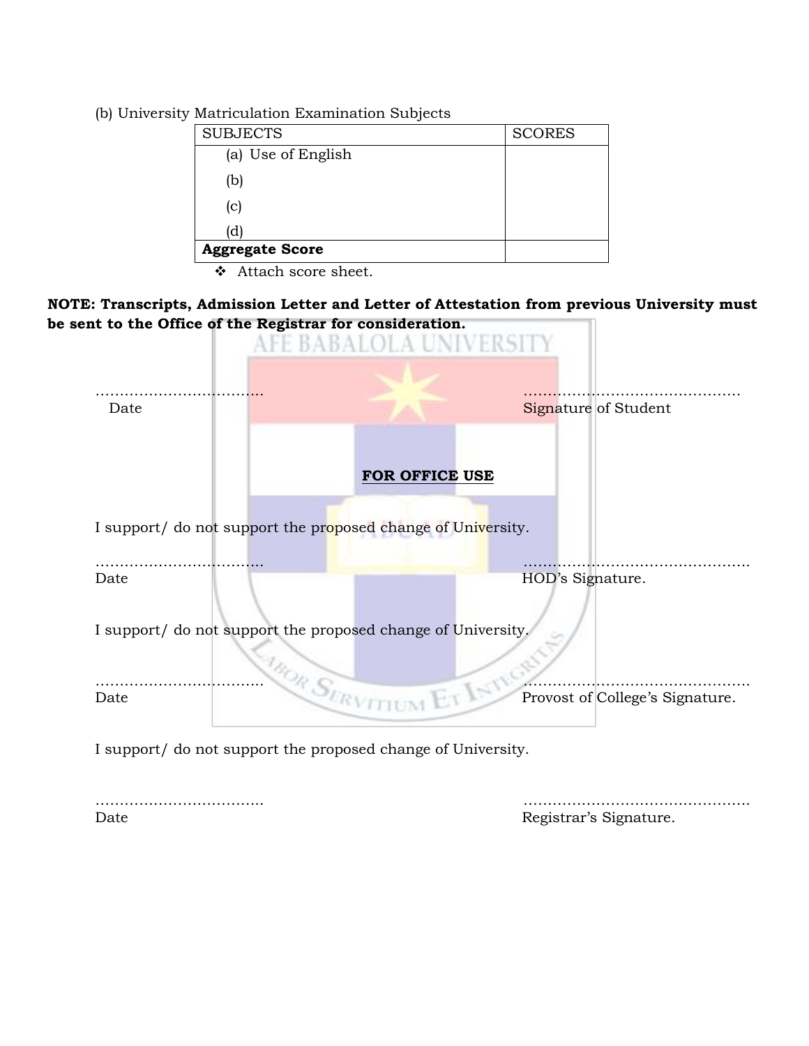(b) University Matriculation Examination Subjects

| SUBJECTS | SCORES |
|---|---|
| (a) Use of English | |
| (b) | |
| (c) | |
| (d) | |
| **Aggregate Score** | |

- ❖ Attach score sheet.

**NOTE: Transcripts, Admission Letter and Letter of Attestation from previous University must be sent to the Office of the Registrar for consideration.**

……………………………… ……………………………………….
Date Signature of Student

**FOR OFFICE USE**

I support/ do not support the proposed change of University.

……………………………… ……………………………………….
Date HOD's Signature.

I support/ do not support the proposed change of University.

……………………………… ……………………………………….
Date Provost of College's Signature.

I support/ do not support the proposed change of University.

……………………………… ……………………………………….
Date Registrar's Signature.